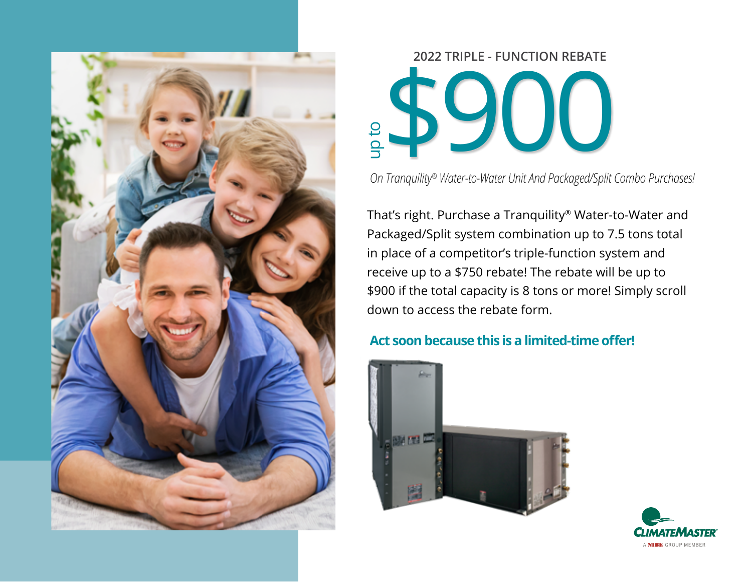## 2022 TRIPLE - FUNCTION REBATE

# up to $900

*On Tranquility® Water-to-Water Unit And Packaged/Split Combo Purchases!*

That's right. Purchase a Tranquility® Water-to-Water and Packaged/Split system combination up to 7.5 tons total in place of a competitor's triple-function system and receive up to a $750 rebate! The rebate will be up to $900 if the total capacity is 8 tons or more! Simply scroll down to access the rebate form.

**Act soon because this is a limited-time offer!**

CLIMATEMASTER®
A NIBE GROUP MEMBER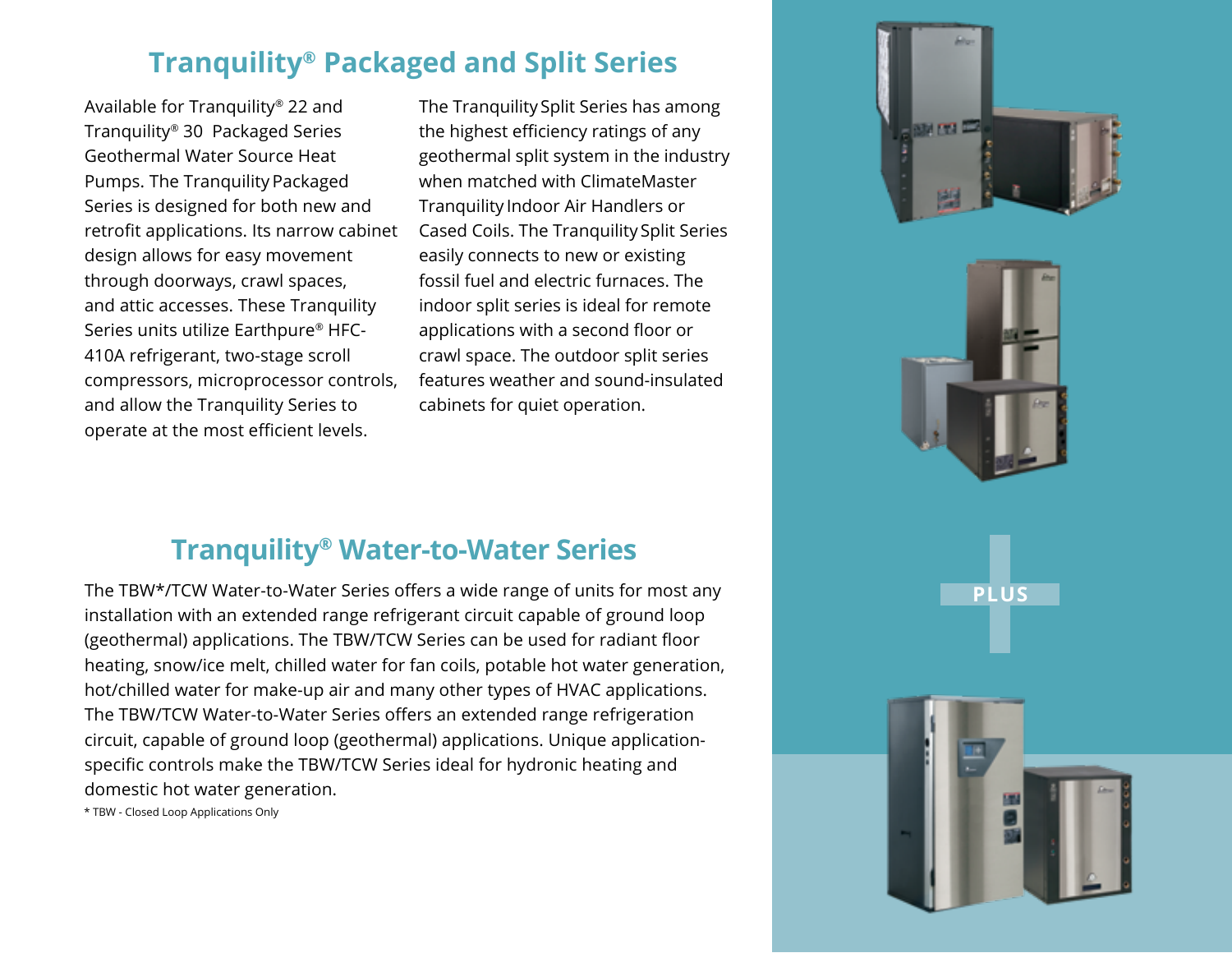## Tranquility® Packaged and Split Series

Available for Tranquility® 22 and Tranquility® 30 Packaged Series Geothermal Water Source Heat Pumps. The Tranquility Packaged Series is designed for both new and retrofit applications. Its narrow cabinet design allows for easy movement through doorways, crawl spaces, and attic accesses. These Tranquility Series units utilize Earthpure® HFC-410A refrigerant, two-stage scroll compressors, microprocessor controls, and allow the Tranquility Series to operate at the most efficient levels.

The Tranquility Split Series has among the highest efficiency ratings of any geothermal split system in the industry when matched with ClimateMaster Tranquility Indoor Air Handlers or Cased Coils. The Tranquility Split Series easily connects to new or existing fossil fuel and electric furnaces. The indoor split series is ideal for remote applications with a second floor or crawl space. The outdoor split series features weather and sound-insulated cabinets for quiet operation.

PLUS

## Tranquility® Water-to-Water Series

The TBW*/TCW Water-to-Water Series offers a wide range of units for most any installation with an extended range refrigerant circuit capable of ground loop (geothermal) applications. The TBW/TCW Series can be used for radiant floor heating, snow/ice melt, chilled water for fan coils, potable hot water generation, hot/chilled water for make-up air and many other types of HVAC applications. The TBW/TCW Water-to-Water Series offers an extended range refrigeration circuit, capable of ground loop (geothermal) applications. Unique application-specific controls make the TBW/TCW Series ideal for hydronic heating and domestic hot water generation.

* TBW - Closed Loop Applications Only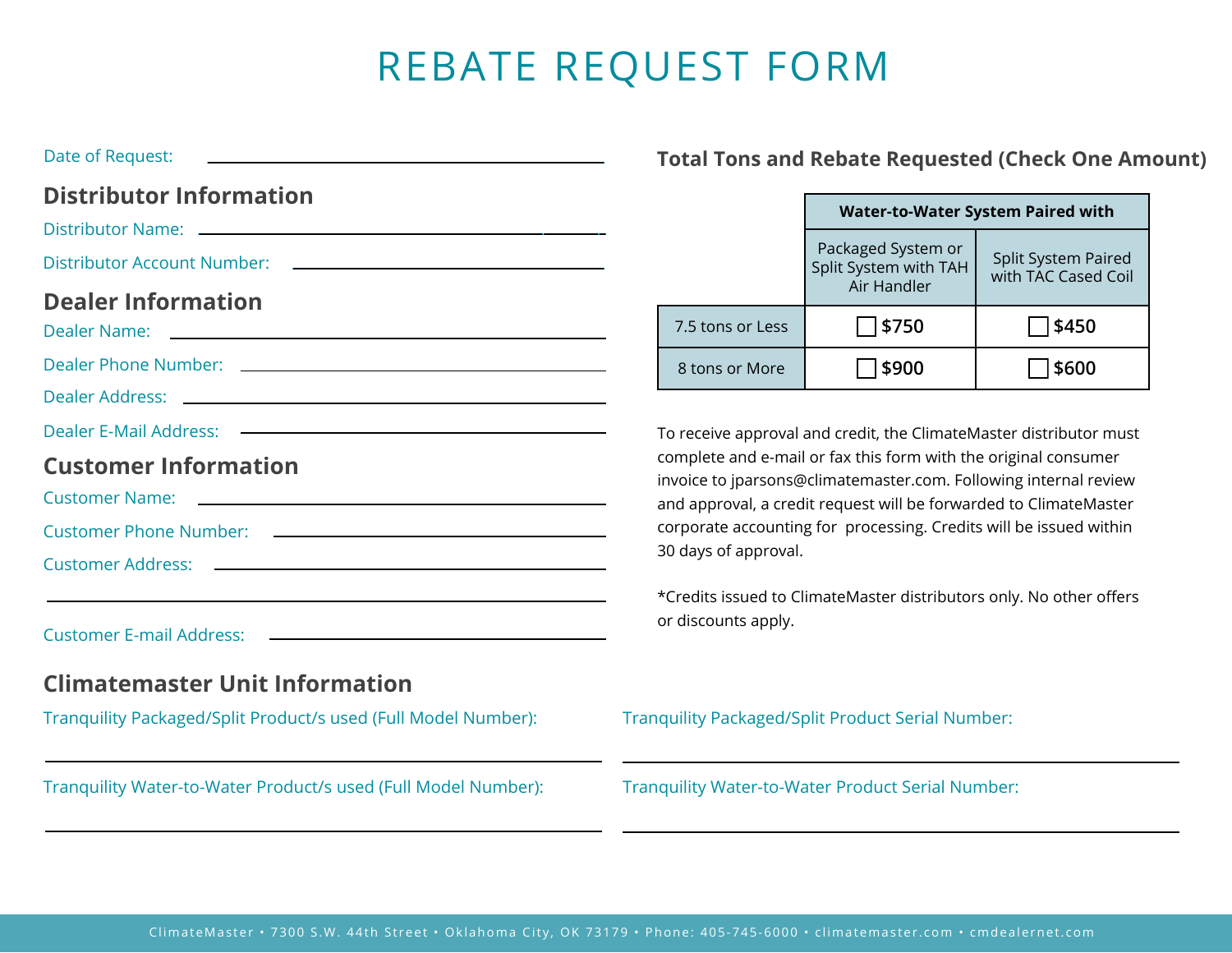# REBATE REQUEST FORM

Date of Request: ______________________________

## Distributor Information

Distributor Name: ______________________________

Distributor Account Number: ______________________________

## Dealer Information

Dealer Name: ______________________________

Dealer Phone Number: ______________________________

Dealer Address: ______________________________

Dealer E-Mail Address: ______________________________

## Customer Information

Customer Name: ______________________________

Customer Phone Number: ______________________________

Customer Address: ______________________________

______________________________

Customer E-mail Address: ______________________________

### Total Tons and Rebate Requested (Check One Amount)

| | **Water-to-Water System Paired with** | |
|---|---|---|
| | Packaged System or Split System with TAH Air Handler | Split System Paired with TAC Cased Coil |
| 7.5 tons or Less | ☐ **$750** | ☐ **$450** |
| 8 tons or More | ☐ **$900** | ☐ **$600** |

To receive approval and credit, the ClimateMaster distributor must complete and e-mail or fax this form with the original consumer invoice to jparsons@climatemaster.com. Following internal review and approval, a credit request will be forwarded to ClimateMaster corporate accounting for processing. Credits will be issued within 30 days of approval.

*Credits issued to ClimateMaster distributors only. No other offers or discounts apply.

## Climatemaster Unit Information

Tranquility Packaged/Split Product/s used (Full Model Number): ______________________________

Tranquility Packaged/Split Product Serial Number: ______________________________

Tranquility Water-to-Water Product/s used (Full Model Number): ______________________________

Tranquility Water-to-Water Product Serial Number: ______________________________

ClimateMaster • 7300 S.W. 44th Street • Oklahoma City, OK 73179 • Phone: 405-745-6000 • climatemaster.com • cmdealernet.com